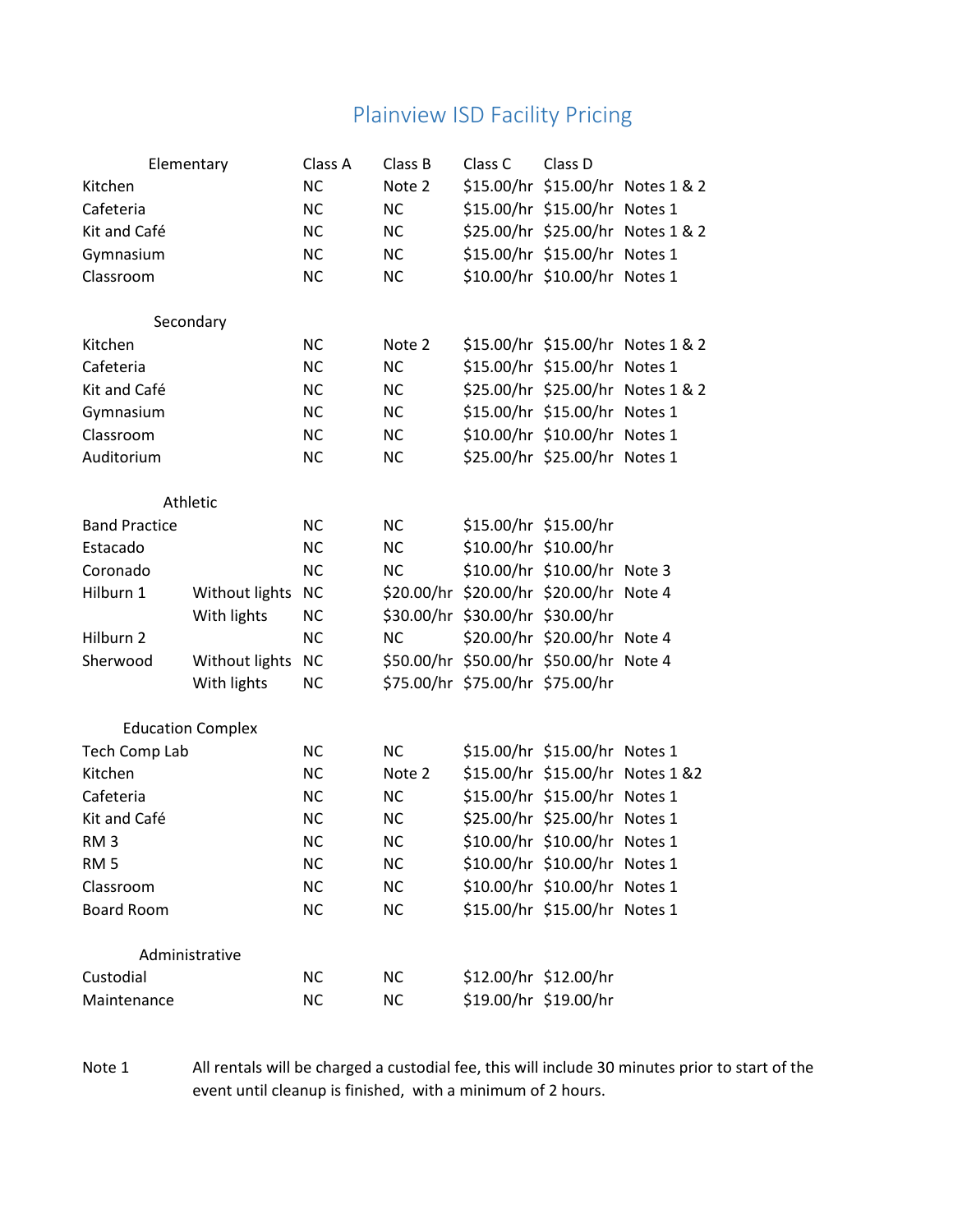# Plainview ISD Facility Pricing

| Elementary | | Class A | Class B | Class C | Class D | |
|---|---|---|---|---|---|---|
| Kitchen | | NC | Note 2 | $15.00/hr | $15.00/hr | Notes 1 & 2 |
| Cafeteria | | NC | NC | $15.00/hr | $15.00/hr | Notes 1 |
| Kit and Café | | NC | NC | $25.00/hr | $25.00/hr | Notes 1 & 2 |
| Gymnasium | | NC | NC | $15.00/hr | $15.00/hr | Notes 1 |
| Classroom | | NC | NC | $10.00/hr | $10.00/hr | Notes 1 |
| | | | | | | |
| **Secondary** | | | | | | |
| Kitchen | | NC | Note 2 | $15.00/hr | $15.00/hr | Notes 1 & 2 |
| Cafeteria | | NC | NC | $15.00/hr | $15.00/hr | Notes 1 |
| Kit and Café | | NC | NC | $25.00/hr | $25.00/hr | Notes 1 & 2 |
| Gymnasium | | NC | NC | $15.00/hr | $15.00/hr | Notes 1 |
| Classroom | | NC | NC | $10.00/hr | $10.00/hr | Notes 1 |
| Auditorium | | NC | NC | $25.00/hr | $25.00/hr | Notes 1 |
| | | | | | | |
| **Athletic** | | | | | | |
| Band Practice | | NC | NC | $15.00/hr | $15.00/hr | |
| Estacado | | NC | NC | $10.00/hr | $10.00/hr | |
| Coronado | | NC | NC | $10.00/hr | $10.00/hr | Note 3 |
| Hilburn 1 | Without lights | NC | $20.00/hr | $20.00/hr | $20.00/hr | Note 4 |
| | With lights | NC | $30.00/hr | $30.00/hr | $30.00/hr | |
| Hilburn 2 | | NC | NC | $20.00/hr | $20.00/hr | Note 4 |
| Sherwood | Without lights | NC | $50.00/hr | $50.00/hr | $50.00/hr | Note 4 |
| | With lights | NC | $75.00/hr | $75.00/hr | $75.00/hr | |
| | | | | | | |
| **Education Complex** | | | | | | |
| Tech Comp Lab | | NC | NC | $15.00/hr | $15.00/hr | Notes 1 |
| Kitchen | | NC | Note 2 | $15.00/hr | $15.00/hr | Notes 1 &2 |
| Cafeteria | | NC | NC | $15.00/hr | $15.00/hr | Notes 1 |
| Kit and Café | | NC | NC | $25.00/hr | $25.00/hr | Notes 1 |
| RM 3 | | NC | NC | $10.00/hr | $10.00/hr | Notes 1 |
| RM 5 | | NC | NC | $10.00/hr | $10.00/hr | Notes 1 |
| Classroom | | NC | NC | $10.00/hr | $10.00/hr | Notes 1 |
| Board Room | | NC | NC | $15.00/hr | $15.00/hr | Notes 1 |
| | | | | | | |
| **Administrative** | | | | | | |
| Custodial | | NC | NC | $12.00/hr | $12.00/hr | |
| Maintenance | | NC | NC | $19.00/hr | $19.00/hr | |

Note 1 All rentals will be charged a custodial fee, this will include 30 minutes prior to start of the event until cleanup is finished, with a minimum of 2 hours.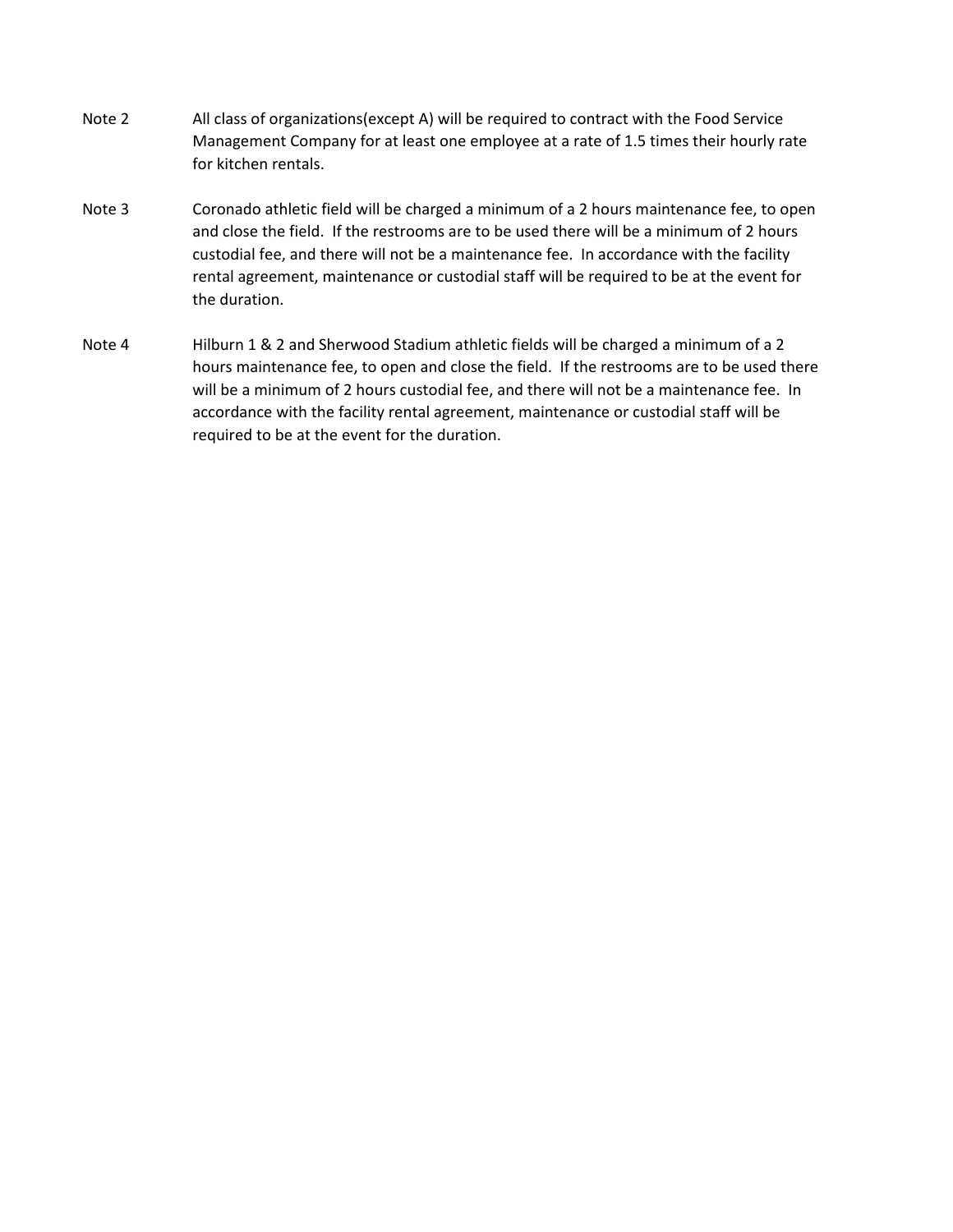Note 2 All class of organizations(except A) will be required to contract with the Food Service Management Company for at least one employee at a rate of 1.5 times their hourly rate for kitchen rentals.

Note 3 Coronado athletic field will be charged a minimum of a 2 hours maintenance fee, to open and close the field. If the restrooms are to be used there will be a minimum of 2 hours custodial fee, and there will not be a maintenance fee. In accordance with the facility rental agreement, maintenance or custodial staff will be required to be at the event for the duration.

Note 4 Hilburn 1 & 2 and Sherwood Stadium athletic fields will be charged a minimum of a 2 hours maintenance fee, to open and close the field. If the restrooms are to be used there will be a minimum of 2 hours custodial fee, and there will not be a maintenance fee. In accordance with the facility rental agreement, maintenance or custodial staff will be required to be at the event for the duration.